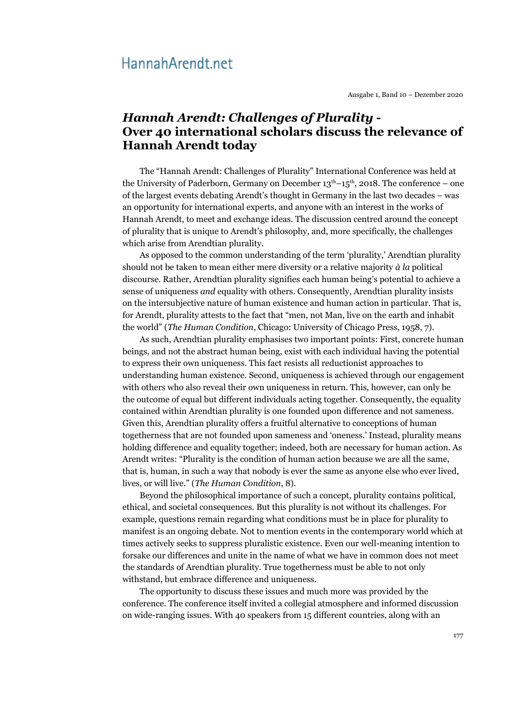# *Hannah Arendt: Challenges of Plurality* - Over 40 international scholars discuss the relevance of Hannah Arendt today

The "Hannah Arendt: Challenges of Plurality" International Conference was held at the University of Paderborn, Germany on December 13th–15th, 2018. The conference – one of the largest events debating Arendt's thought in Germany in the last two decades – was an opportunity for international experts, and anyone with an interest in the works of Hannah Arendt, to meet and exchange ideas. The discussion centred around the concept of plurality that is unique to Arendt's philosophy, and, more specifically, the challenges which arise from Arendtian plurality.

As opposed to the common understanding of the term 'plurality,' Arendtian plurality should not be taken to mean either mere diversity or a relative majority *à la* political discourse. Rather, Arendtian plurality signifies each human being's potential to achieve a sense of uniqueness *and* equality with others. Consequently, Arendtian plurality insists on the intersubjective nature of human existence and human action in particular. That is, for Arendt, plurality attests to the fact that "men, not Man, live on the earth and inhabit the world" (*The Human Condition*, Chicago: University of Chicago Press, 1958, 7).

As such, Arendtian plurality emphasises two important points: First, concrete human beings, and not the abstract human being, exist with each individual having the potential to express their own uniqueness. This fact resists all reductionist approaches to understanding human existence. Second, uniqueness is achieved through our engagement with others who also reveal their own uniqueness in return. This, however, can only be the outcome of equal but different individuals acting together. Consequently, the equality contained within Arendtian plurality is one founded upon difference and not sameness. Given this, Arendtian plurality offers a fruitful alternative to conceptions of human togetherness that are not founded upon sameness and 'oneness.' Instead, plurality means holding difference and equality together; indeed, both are necessary for human action. As Arendt writes: "Plurality is the condition of human action because we are all the same, that is, human, in such a way that nobody is ever the same as anyone else who ever lived, lives, or will live." (*The Human Condition*, 8).

Beyond the philosophical importance of such a concept, plurality contains political, ethical, and societal consequences. But this plurality is not without its challenges. For example, questions remain regarding what conditions must be in place for plurality to manifest is an ongoing debate. Not to mention events in the contemporary world which at times actively seeks to suppress pluralistic existence. Even our well-meaning intention to forsake our differences and unite in the name of what we have in common does not meet the standards of Arendtian plurality. True togetherness must be able to not only withstand, but embrace difference and uniqueness.

The opportunity to discuss these issues and much more was provided by the conference. The conference itself invited a collegial atmosphere and informed discussion on wide-ranging issues. With 40 speakers from 15 different countries, along with an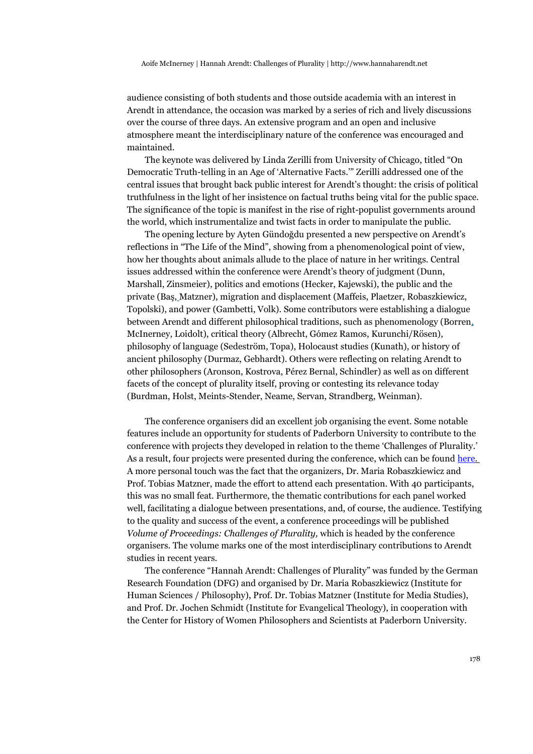audience consisting of both students and those outside academia with an interest in Arendt in attendance, the occasion was marked by a series of rich and lively discussions over the course of three days. An extensive program and an open and inclusive atmosphere meant the interdisciplinary nature of the conference was encouraged and maintained.

The keynote was delivered by Linda Zerilli from University of Chicago, titled "On Democratic Truth-telling in an Age of 'Alternative Facts.'" Zerilli addressed one of the central issues that brought back public interest for Arendt's thought: the crisis of political truthfulness in the light of her insistence on factual truths being vital for the public space. The significance of the topic is manifest in the rise of right-populist governments around the world, which instrumentalize and twist facts in order to manipulate the public.

The opening lecture by Ayten Gündoğdu presented a new perspective on Arendt's reflections in "The Life of the Mind", showing from a phenomenological point of view, how her thoughts about animals allude to the place of nature in her writings. Central issues addressed within the conference were Arendt's theory of judgment (Dunn, Marshall, Zinsmeier), politics and emotions (Hecker, Kajewski), the public and the private (Baş, Matzner), migration and displacement (Maffeis, Plaetzer, Robaszkiewicz, Topolski), and power (Gambetti, Volk). Some contributors were establishing a dialogue between Arendt and different philosophical traditions, such as phenomenology (Borren, McInerney, Loidolt), critical theory (Albrecht, Gómez Ramos, Kurunchi/Rösen), philosophy of language (Sedeström, Topa), Holocaust studies (Kunath), or history of ancient philosophy (Durmaz, Gebhardt). Others were reflecting on relating Arendt to other philosophers (Aronson, Kostrova, Pérez Bernal, Schindler) as well as on different facets of the concept of plurality itself, proving or contesting its relevance today (Burdman, Holst, Meints-Stender, Neame, Servan, Strandberg, Weinman).

The conference organisers did an excellent job organising the event. Some notable features include an opportunity for students of Paderborn University to contribute to the conference with projects they developed in relation to the theme 'Challenges of Plurality.' As a result, four projects were presented during the conference, which can be found here. A more personal touch was the fact that the organizers, Dr. Maria Robaszkiewicz and Prof. Tobias Matzner, made the effort to attend each presentation. With 40 participants, this was no small feat. Furthermore, the thematic contributions for each panel worked well, facilitating a dialogue between presentations, and, of course, the audience. Testifying to the quality and success of the event, a conference proceedings will be published *Volume of Proceedings: Challenges of Plurality,* which is headed by the conference organisers. The volume marks one of the most interdisciplinary contributions to Arendt studies in recent years.

The conference "Hannah Arendt: Challenges of Plurality" was funded by the German Research Foundation (DFG) and organised by Dr. Maria Robaszkiewicz (Institute for Human Sciences / Philosophy), Prof. Dr. Tobias Matzner (Institute for Media Studies), and Prof. Dr. Jochen Schmidt (Institute for Evangelical Theology), in cooperation with the Center for History of Women Philosophers and Scientists at Paderborn University.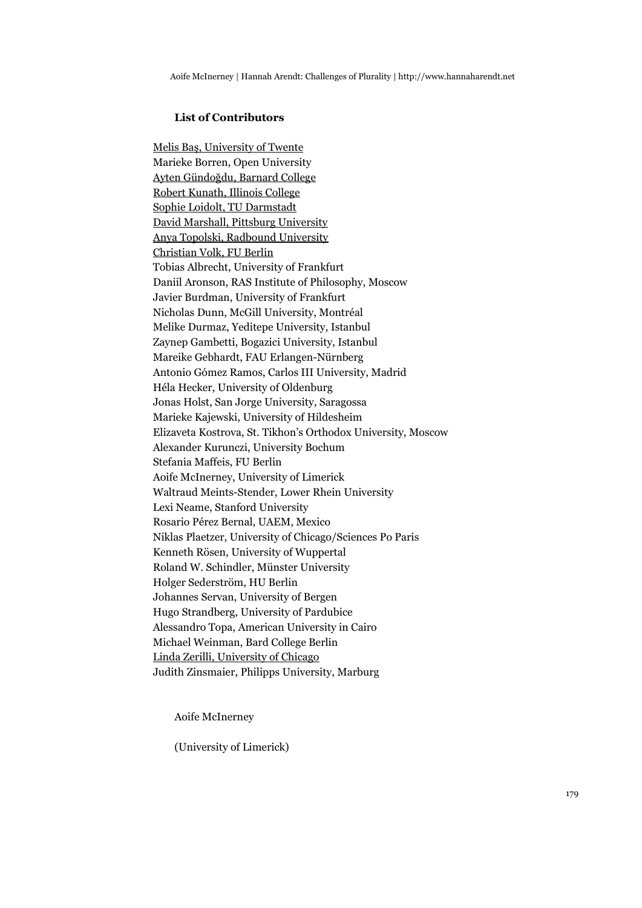**List of Contributors**

Melis Baş, University of Twente
Marieke Borren, Open University
Ayten Gündoğdu, Barnard College
Robert Kunath, Illinois College
Sophie Loidolt, TU Darmstadt
David Marshall, Pittsburg University
Anya Topolski, Radbound University
Christian Volk, FU Berlin
Tobias Albrecht, University of Frankfurt
Daniil Aronson, RAS Institute of Philosophy, Moscow
Javier Burdman, University of Frankfurt
Nicholas Dunn, McGill University, Montréal
Melike Durmaz, Yeditepe University, Istanbul
Zaynep Gambetti, Bogazici University, Istanbul
Mareike Gebhardt, FAU Erlangen-Nürnberg
Antonio Gómez Ramos, Carlos III University, Madrid
Héla Hecker, University of Oldenburg
Jonas Holst, San Jorge University, Saragossa
Marieke Kajewski, University of Hildesheim
Elizaveta Kostrova, St. Tikhon's Orthodox University, Moscow
Alexander Kurunczi, University Bochum
Stefania Maffeis, FU Berlin
Aoife McInerney, University of Limerick
Waltraud Meints-Stender, Lower Rhein University
Lexi Neame, Stanford University
Rosario Pérez Bernal, UAEM, Mexico
Niklas Plaetzer, University of Chicago/Sciences Po Paris
Kenneth Rösen, University of Wuppertal
Roland W. Schindler, Münster University
Holger Sederström, HU Berlin
Johannes Servan, University of Bergen
Hugo Strandberg, University of Pardubice
Alessandro Topa, American University in Cairo
Michael Weinman, Bard College Berlin
Linda Zerilli, University of Chicago
Judith Zinsmaier, Philipps University, Marburg

Aoife McInerney

(University of Limerick)